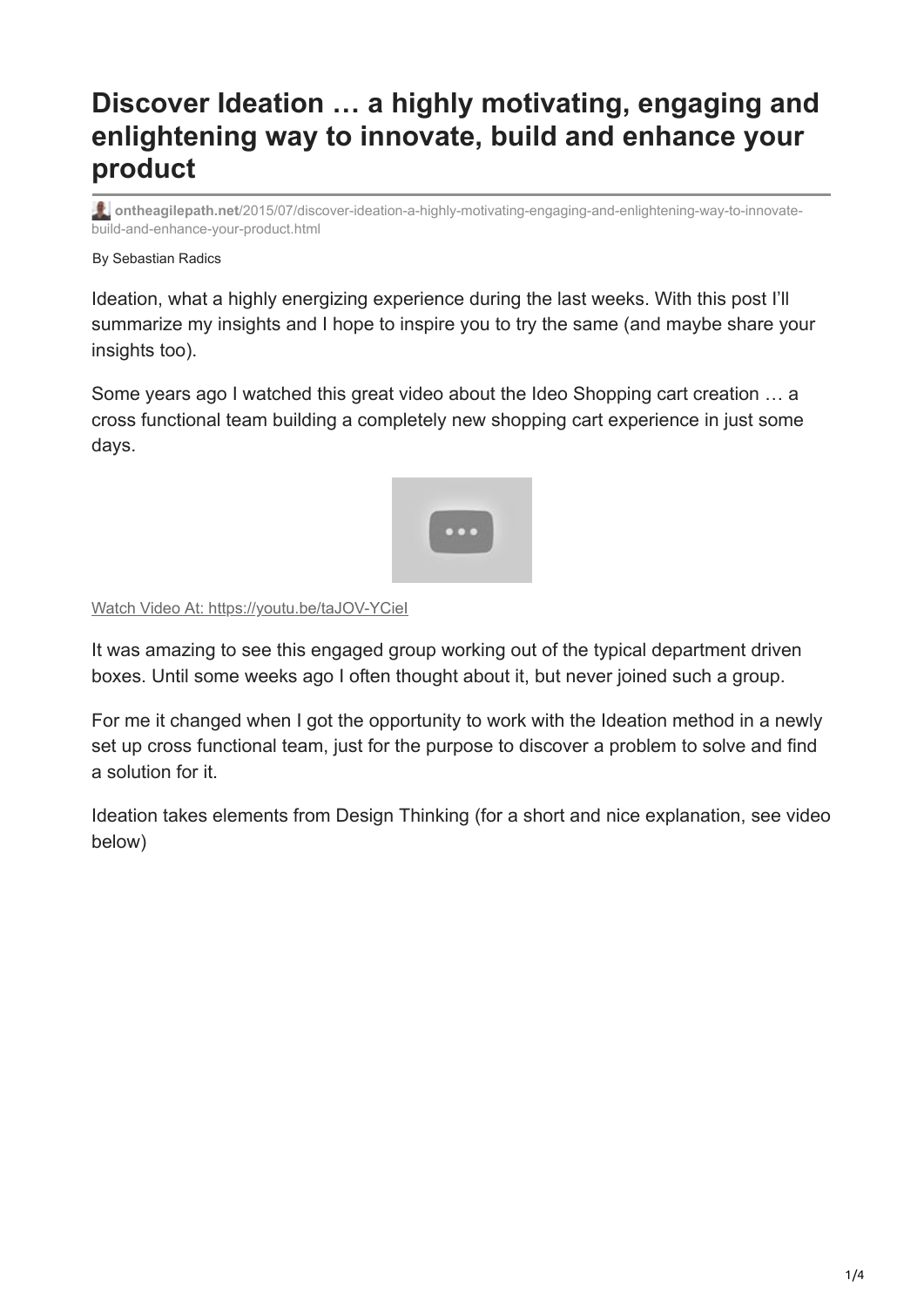# Discover Ideation … a highly motivating, engaging and enlightening way to innovate, build and enhance your product

ontheagilepath.net/2015/07/discover-ideation-a-highly-motivating-engaging-and-enlightening-way-to-innovate-build-and-enhance-your-product.html

By Sebastian Radics

Ideation, what a highly energizing experience during the last weeks. With this post I'll summarize my insights and I hope to inspire you to try the same (and maybe share your insights too).

Some years ago I watched this great video about the Ideo Shopping cart creation … a cross functional team building a completely new shopping cart experience in just some days.

Watch Video At: https://youtu.be/taJOV-YCieI

It was amazing to see this engaged group working out of the typical department driven boxes. Until some weeks ago I often thought about it, but never joined such a group.

For me it changed when I got the opportunity to work with the Ideation method in a newly set up cross functional team, just for the purpose to discover a problem to solve and find a solution for it.

Ideation takes elements from Design Thinking (for a short and nice explanation, see video below)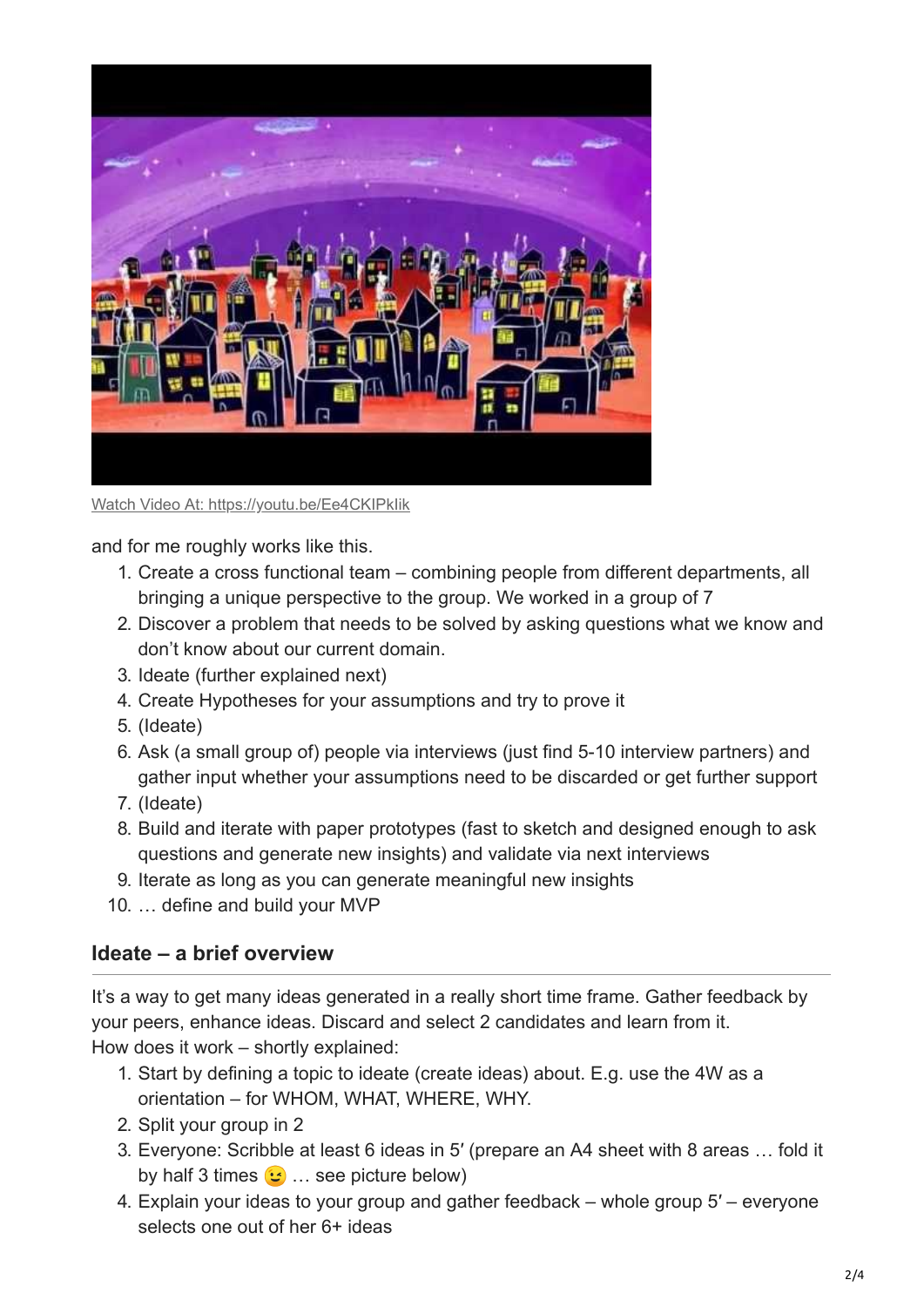Watch Video At: https://youtu.be/Ee4CKIPklik

and for me roughly works like this.

1. Create a cross functional team – combining people from different departments, all bringing a unique perspective to the group. We worked in a group of 7
2. Discover a problem that needs to be solved by asking questions what we know and don't know about our current domain.
3. Ideate (further explained next)
4. Create Hypotheses for your assumptions and try to prove it
5. (Ideate)
6. Ask (a small group of) people via interviews (just find 5-10 interview partners) and gather input whether your assumptions need to be discarded or get further support
7. (Ideate)
8. Build and iterate with paper prototypes (fast to sketch and designed enough to ask questions and generate new insights) and validate via next interviews
9. Iterate as long as you can generate meaningful new insights
10. … define and build your MVP

### Ideate – a brief overview

It's a way to get many ideas generated in a really short time frame. Gather feedback by your peers, enhance ideas. Discard and select 2 candidates and learn from it.
How does it work – shortly explained:

1. Start by defining a topic to ideate (create ideas) about. E.g. use the 4W as a orientation – for WHOM, WHAT, WHERE, WHY.
2. Split your group in 2
3. Everyone: Scribble at least 6 ideas in 5′ (prepare an A4 sheet with 8 areas … fold it by half 3 times 😉 … see picture below)
4. Explain your ideas to your group and gather feedback – whole group 5′ – everyone selects one out of her 6+ ideas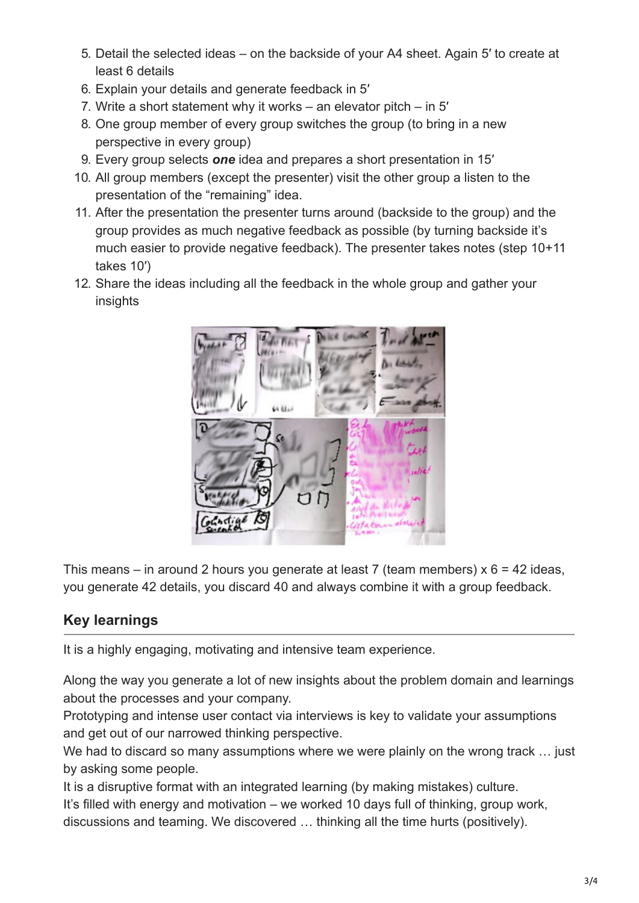5. Detail the selected ideas – on the backside of your A4 sheet. Again 5′ to create at least 6 details
6. Explain your details and generate feedback in 5′
7. Write a short statement why it works – an elevator pitch – in 5′
8. One group member of every group switches the group (to bring in a new perspective in every group)
9. Every group selects ***one*** idea and prepares a short presentation in 15′
10. All group members (except the presenter) visit the other group a listen to the presentation of the "remaining" idea.
11. After the presentation the presenter turns around (backside to the group) and the group provides as much negative feedback as possible (by turning backside it's much easier to provide negative feedback). The presenter takes notes (step 10+11 takes 10′)
12. Share the ideas including all the feedback in the whole group and gather your insights

This means – in around 2 hours you generate at least 7 (team members) x 6 = 42 ideas, you generate 42 details, you discard 40 and always combine it with a group feedback.

## Key learnings

It is a highly engaging, motivating and intensive team experience.

Along the way you generate a lot of new insights about the problem domain and learnings about the processes and your company.
Prototyping and intense user contact via interviews is key to validate your assumptions and get out of our narrowed thinking perspective.
We had to discard so many assumptions where we were plainly on the wrong track … just by asking some people.
It is a disruptive format with an integrated learning (by making mistakes) culture.
It's filled with energy and motivation – we worked 10 days full of thinking, group work, discussions and teaming. We discovered … thinking all the time hurts (positively).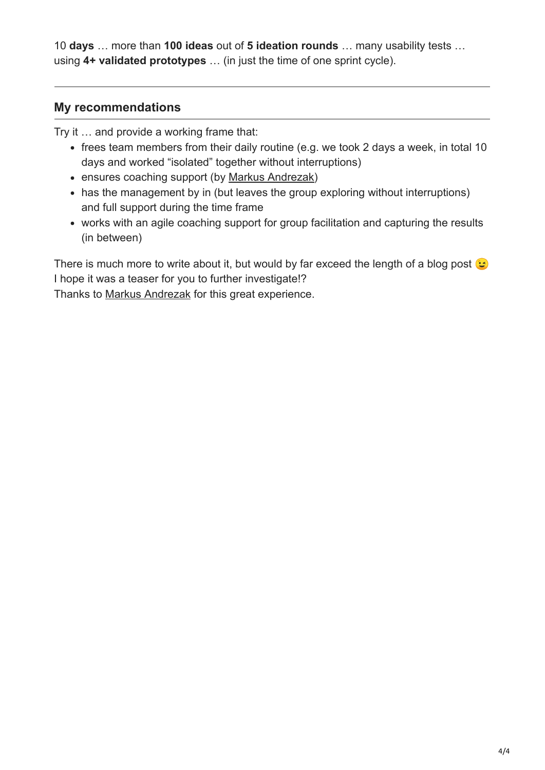10 **days** … more than **100 ideas** out of **5 ideation rounds** … many usability tests … using **4+ validated prototypes** … (in just the time of one sprint cycle).

---

## My recommendations

Try it … and provide a working frame that:

- frees team members from their daily routine (e.g. we took 2 days a week, in total 10 days and worked "isolated" together without interruptions)
- ensures coaching support (by Markus Andrezak)
- has the management by in (but leaves the group exploring without interruptions) and full support during the time frame
- works with an agile coaching support for group facilitation and capturing the results (in between)

There is much more to write about it, but would by far exceed the length of a blog post 😉
I hope it was a teaser for you to further investigate!?
Thanks to Markus Andrezak for this great experience.